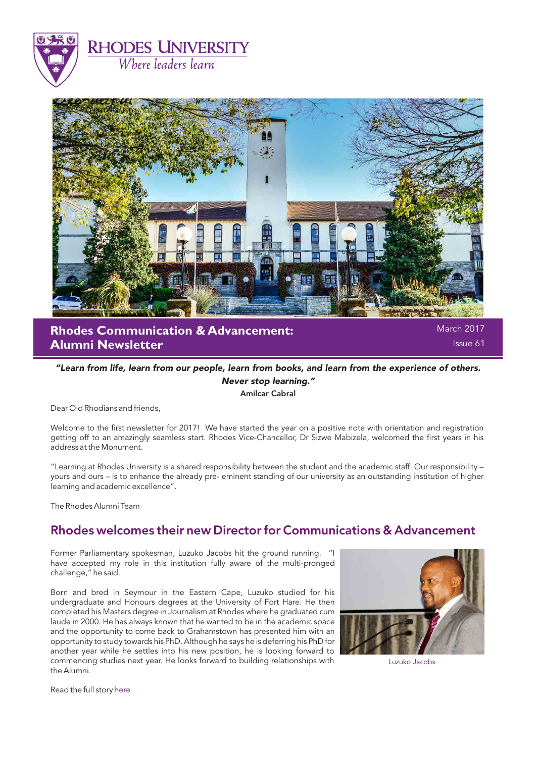RHODES UNIVERSITY

*Where leaders learn*

# Rhodes Communication & Advancement: Alumni Newsletter

March 2017

Issue 61

***"Learn from life, learn from our people, learn from books, and learn from the experience of others. Never stop learning."***

**Amilcar Cabral**

Dear Old Rhodians and friends,

Welcome to the first newsletter for 2017! We have started the year on a positive note with orientation and registration getting off to an amazingly seamless start. Rhodes Vice-Chancellor, Dr Sizwe Mabizela, welcomed the first years in his address at the Monument.

"Learning at Rhodes University is a shared responsibility between the student and the academic staff. Our responsibility – yours and ours – is to enhance the already pre- eminent standing of our university as an outstanding institution of higher learning and academic excellence".

The Rhodes Alumni Team

## Rhodes welcomes their new Director for Communications & Advancement

Former Parliamentary spokesman, Luzuko Jacobs hit the ground running. "I have accepted my role in this institution fully aware of the multi-pronged challenge," he said.

Born and bred in Seymour in the Eastern Cape, Luzuko studied for his undergraduate and Honours degrees at the University of Fort Hare. He then completed his Masters degree in Journalism at Rhodes where he graduated cum laude in 2000. He has always known that he wanted to be in the academic space and the opportunity to come back to Grahamstown has presented him with an opportunity to study towards his PhD. Although he says he is deferring his PhD for another year while he settles into his new position, he is looking forward to commencing studies next year. He looks forward to building relationships with the Alumni.

Luzuko Jacobs

Read the full story here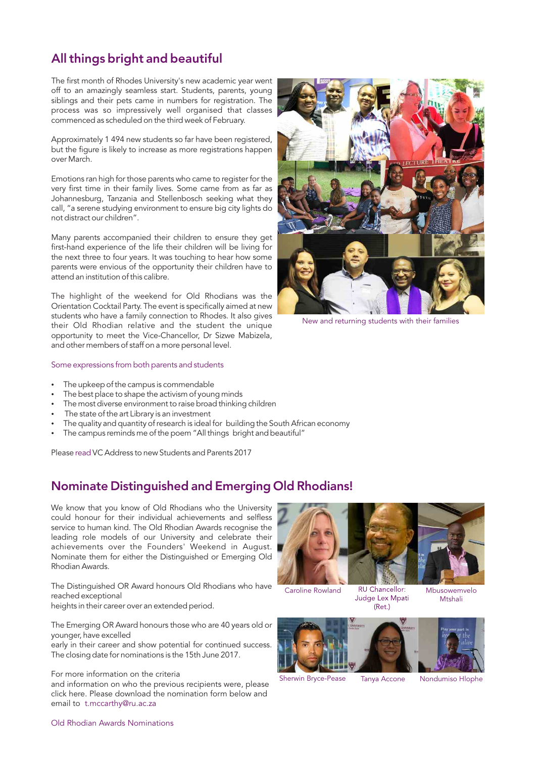## All things bright and beautiful

The first month of Rhodes University's new academic year went off to an amazingly seamless start. Students, parents, young siblings and their pets came in numbers for registration. The process was so impressively well organised that classes commenced as scheduled on the third week of February.

Approximately 1 494 new students so far have been registered, but the figure is likely to increase as more registrations happen over March.

Emotions ran high for those parents who came to register for the very first time in their family lives. Some came from as far as Johannesburg, Tanzania and Stellenbosch seeking what they call, "a serene studying environment to ensure big city lights do not distract our children".

Many parents accompanied their children to ensure they get first-hand experience of the life their children will be living for the next three to four years. It was touching to hear how some parents were envious of the opportunity their children have to attend an institution of this calibre.

The highlight of the weekend for Old Rhodians was the Orientation Cocktail Party. The event is specifically aimed at new students who have a family connection to Rhodes. It also gives their Old Rhodian relative and the student the unique opportunity to meet the Vice-Chancellor, Dr Sizwe Mabizela, and other members of staff on a more personal level.

New and returning students with their families

Some expressions from both parents and students

- The upkeep of the campus is commendable
- The best place to shape the activism of young minds
- The most diverse environment to raise broad thinking children
- The state of the art Library is an investment
- The quality and quantity of research is ideal for building the South African economy
- The campus reminds me of the poem "All things bright and beautiful"

Please read VC Address to new Students and Parents 2017

## Nominate Distinguished and Emerging Old Rhodians!

We know that you know of Old Rhodians who the University could honour for their individual achievements and selfless service to human kind. The Old Rhodian Awards recognise the leading role models of our University and celebrate their achievements over the Founders' Weekend in August. Nominate them for either the Distinguished or Emerging Old Rhodian Awards.

The Distinguished OR Award honours Old Rhodians who have reached exceptional heights in their career over an extended period.

The Emerging OR Award honours those who are 40 years old or younger, have excelled early in their career and show potential for continued success. The closing date for nominations is the 15th June 2017.

For more information on the criteria and information on who the previous recipients were, please click here. Please download the nomination form below and email to t.mccarthy@ru.ac.za

Old Rhodian Awards Nominations

Caroline Rowland

RU Chancellor: Judge Lex Mpati (Ret.)

Mbusowemvelo Mtshali

Sherwin Bryce-Pease

Tanya Accone

Nondumiso Hlophe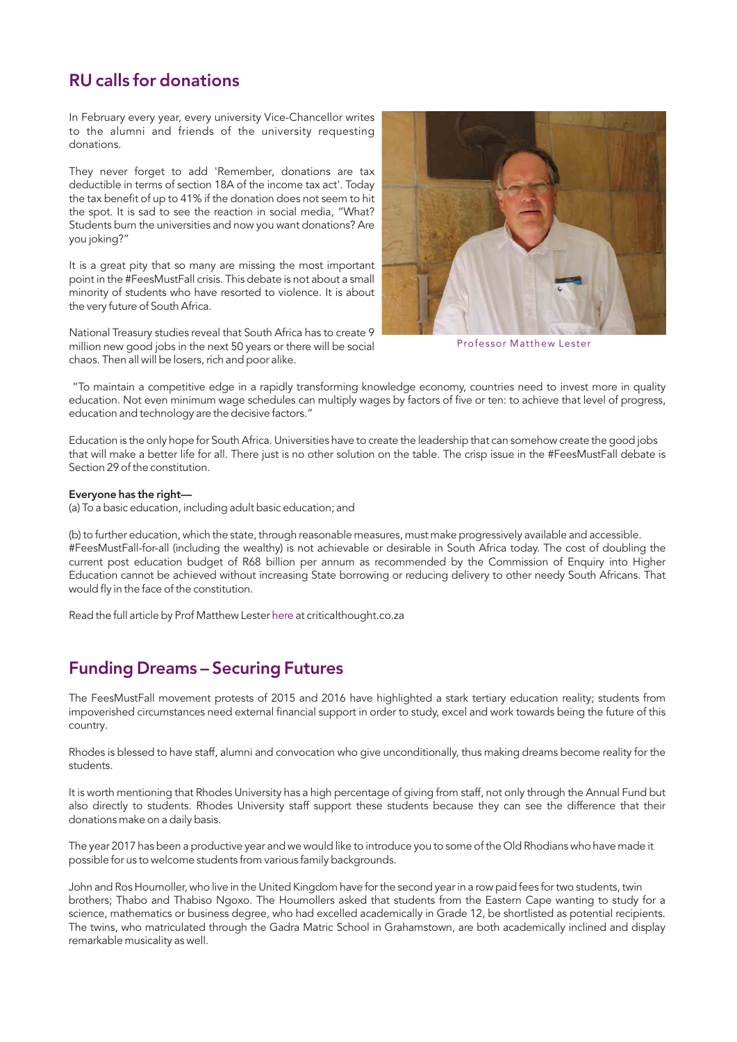## RU calls for donations

In February every year, every university Vice-Chancellor writes to the alumni and friends of the university requesting donations.

They never forget to add 'Remember, donations are tax deductible in terms of section 18A of the income tax act'. Today the tax benefit of up to 41% if the donation does not seem to hit the spot. It is sad to see the reaction in social media, "What? Students burn the universities and now you want donations? Are you joking?"

It is a great pity that so many are missing the most important point in the #FeesMustFall crisis. This debate is not about a small minority of students who have resorted to violence. It is about the very future of South Africa.

National Treasury studies reveal that South Africa has to create 9 million new good jobs in the next 50 years or there will be social chaos. Then all will be losers, rich and poor alike.

Professor Matthew Lester

"To maintain a competitive edge in a rapidly transforming knowledge economy, countries need to invest more in quality education. Not even minimum wage schedules can multiply wages by factors of five or ten: to achieve that level of progress, education and technology are the decisive factors."

Education is the only hope for South Africa. Universities have to create the leadership that can somehow create the good jobs that will make a better life for all. There just is no other solution on the table. The crisp issue in the #FeesMustFall debate is Section 29 of the constitution.

**Everyone has the right—**

(a) To a basic education, including adult basic education; and

(b) to further education, which the state, through reasonable measures, must make progressively available and accessible.
#FeesMustFall-for-all (including the wealthy) is not achievable or desirable in South Africa today. The cost of doubling the current post education budget of R68 billion per annum as recommended by the Commission of Enquiry into Higher Education cannot be achieved without increasing State borrowing or reducing delivery to other needy South Africans. That would fly in the face of the constitution.

Read the full article by Prof Matthew Lester here at criticalthought.co.za

## Funding Dreams – Securing Futures

The FeesMustFall movement protests of 2015 and 2016 have highlighted a stark tertiary education reality; students from impoverished circumstances need external financial support in order to study, excel and work towards being the future of this country.

Rhodes is blessed to have staff, alumni and convocation who give unconditionally, thus making dreams become reality for the students.

It is worth mentioning that Rhodes University has a high percentage of giving from staff, not only through the Annual Fund but also directly to students. Rhodes University staff support these students because they can see the difference that their donations make on a daily basis.

The year 2017 has been a productive year and we would like to introduce you to some of the Old Rhodians who have made it possible for us to welcome students from various family backgrounds.

John and Ros Houmoller, who live in the United Kingdom have for the second year in a row paid fees for two students, twin brothers; Thabo and Thabiso Ngoxo. The Houmollers asked that students from the Eastern Cape wanting to study for a science, mathematics or business degree, who had excelled academically in Grade 12, be shortlisted as potential recipients. The twins, who matriculated through the Gadra Matric School in Grahamstown, are both academically inclined and display remarkable musicality as well.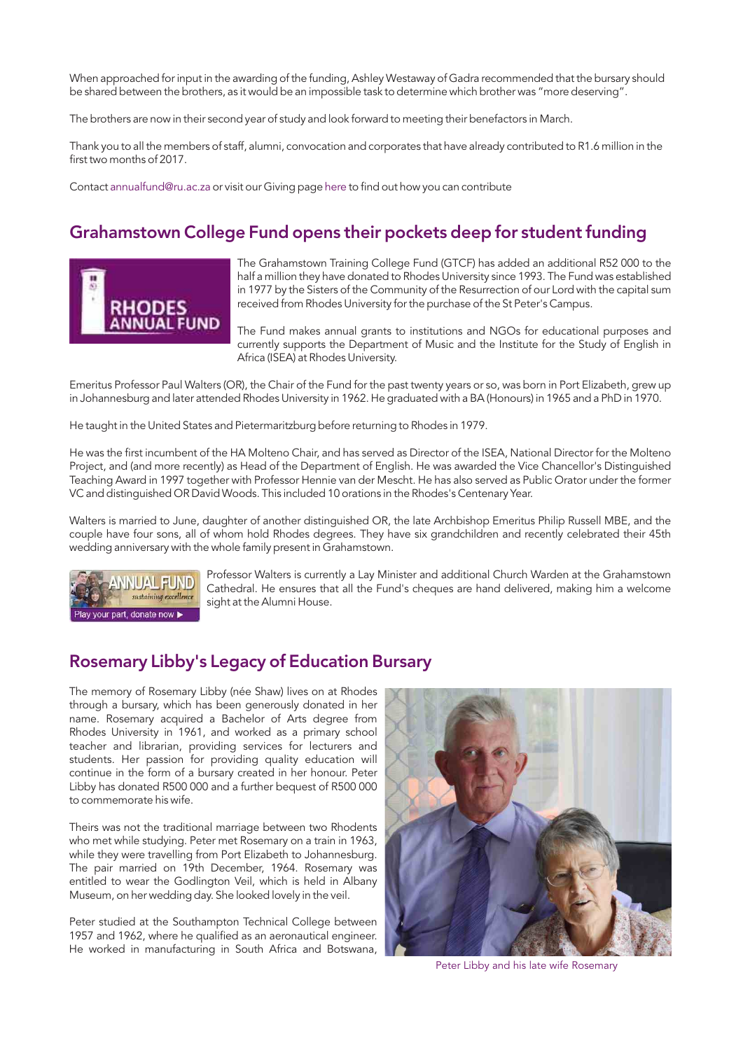When approached for input in the awarding of the funding, Ashley Westaway of Gadra recommended that the bursary should be shared between the brothers, as it would be an impossible task to determine which brother was "more deserving".

The brothers are now in their second year of study and look forward to meeting their benefactors in March.

Thank you to all the members of staff, alumni, convocation and corporates that have already contributed to R1.6 million in the first two months of 2017.

Contact annualfund@ru.ac.za or visit our Giving page here to find out how you can contribute

## Grahamstown College Fund opens their pockets deep for student funding

The Grahamstown Training College Fund (GTCF) has added an additional R52 000 to the half a million they have donated to Rhodes University since 1993. The Fund was established in 1977 by the Sisters of the Community of the Resurrection of our Lord with the capital sum received from Rhodes University for the purchase of the St Peter's Campus.

The Fund makes annual grants to institutions and NGOs for educational purposes and currently supports the Department of Music and the Institute for the Study of English in Africa (ISEA) at Rhodes University.

Emeritus Professor Paul Walters (OR), the Chair of the Fund for the past twenty years or so, was born in Port Elizabeth, grew up in Johannesburg and later attended Rhodes University in 1962. He graduated with a BA (Honours) in 1965 and a PhD in 1970.

He taught in the United States and Pietermaritzburg before returning to Rhodes in 1979.

He was the first incumbent of the HA Molteno Chair, and has served as Director of the ISEA, National Director for the Molteno Project, and (and more recently) as Head of the Department of English. He was awarded the Vice Chancellor's Distinguished Teaching Award in 1997 together with Professor Hennie van der Mescht. He has also served as Public Orator under the former VC and distinguished OR David Woods. This included 10 orations in the Rhodes's Centenary Year.

Walters is married to June, daughter of another distinguished OR, the late Archbishop Emeritus Philip Russell MBE, and the couple have four sons, all of whom hold Rhodes degrees. They have six grandchildren and recently celebrated their 45th wedding anniversary with the whole family present in Grahamstown.

Professor Walters is currently a Lay Minister and additional Church Warden at the Grahamstown Cathedral. He ensures that all the Fund's cheques are hand delivered, making him a welcome sight at the Alumni House.

## Rosemary Libby's Legacy of Education Bursary

The memory of Rosemary Libby (née Shaw) lives on at Rhodes through a bursary, which has been generously donated in her name. Rosemary acquired a Bachelor of Arts degree from Rhodes University in 1961, and worked as a primary school teacher and librarian, providing services for lecturers and students. Her passion for providing quality education will continue in the form of a bursary created in her honour. Peter Libby has donated R500 000 and a further bequest of R500 000 to commemorate his wife.

Theirs was not the traditional marriage between two Rhodents who met while studying. Peter met Rosemary on a train in 1963, while they were travelling from Port Elizabeth to Johannesburg. The pair married on 19th December, 1964. Rosemary was entitled to wear the Godlington Veil, which is held in Albany Museum, on her wedding day. She looked lovely in the veil.

Peter studied at the Southampton Technical College between 1957 and 1962, where he qualified as an aeronautical engineer. He worked in manufacturing in South Africa and Botswana,

Peter Libby and his late wife Rosemary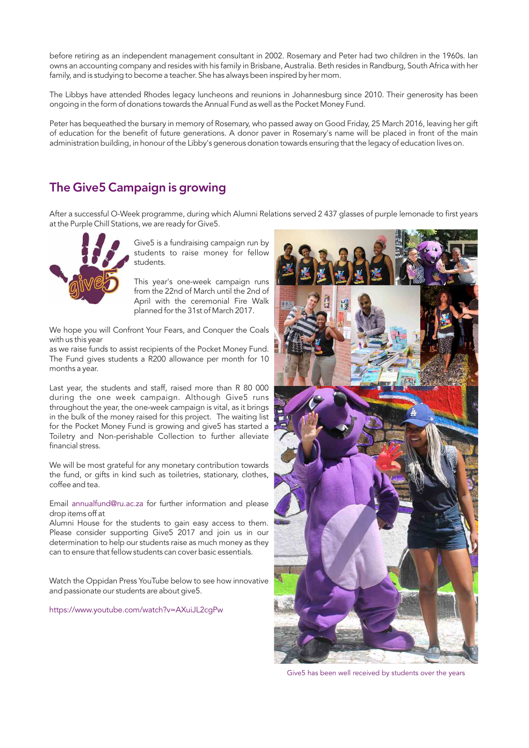before retiring as an independent management consultant in 2002. Rosemary and Peter had two children in the 1960s. Ian owns an accounting company and resides with his family in Brisbane, Australia. Beth resides in Randburg, South Africa with her family, and is studying to become a teacher. She has always been inspired by her mom.

The Libbys have attended Rhodes legacy luncheons and reunions in Johannesburg since 2010. Their generosity has been ongoing in the form of donations towards the Annual Fund as well as the Pocket Money Fund.

Peter has bequeathed the bursary in memory of Rosemary, who passed away on Good Friday, 25 March 2016, leaving her gift of education for the benefit of future generations. A donor paver in Rosemary's name will be placed in front of the main administration building, in honour of the Libby's generous donation towards ensuring that the legacy of education lives on.

## The Give5 Campaign is growing

After a successful O-Week programme, during which Alumni Relations served 2 437 glasses of purple lemonade to first years at the Purple Chill Stations, we are ready for Give5.

Give5 is a fundraising campaign run by students to raise money for fellow students.

This year's one-week campaign runs from the 22nd of March until the 2nd of April with the ceremonial Fire Walk planned for the 31st of March 2017.

We hope you will Confront Your Fears, and Conquer the Coals with us this year
as we raise funds to assist recipients of the Pocket Money Fund. The Fund gives students a R200 allowance per month for 10 months a year.

Last year, the students and staff, raised more than R 80 000 during the one week campaign. Although Give5 runs throughout the year, the one-week campaign is vital, as it brings in the bulk of the money raised for this project. The waiting list for the Pocket Money Fund is growing and give5 has started a Toiletry and Non-perishable Collection to further alleviate financial stress.

We will be most grateful for any monetary contribution towards the fund, or gifts in kind such as toiletries, stationary, clothes, coffee and tea.

Email annualfund@ru.ac.za for further information and please drop items off at
Alumni House for the students to gain easy access to them. Please consider supporting Give5 2017 and join us in our determination to help our students raise as much money as they can to ensure that fellow students can cover basic essentials.

Watch the Oppidan Press YouTube below to see how innovative and passionate our students are about give5.

https://www.youtube.com/watch?v=AXuiJL2cgPw

Give5 has been well received by students over the years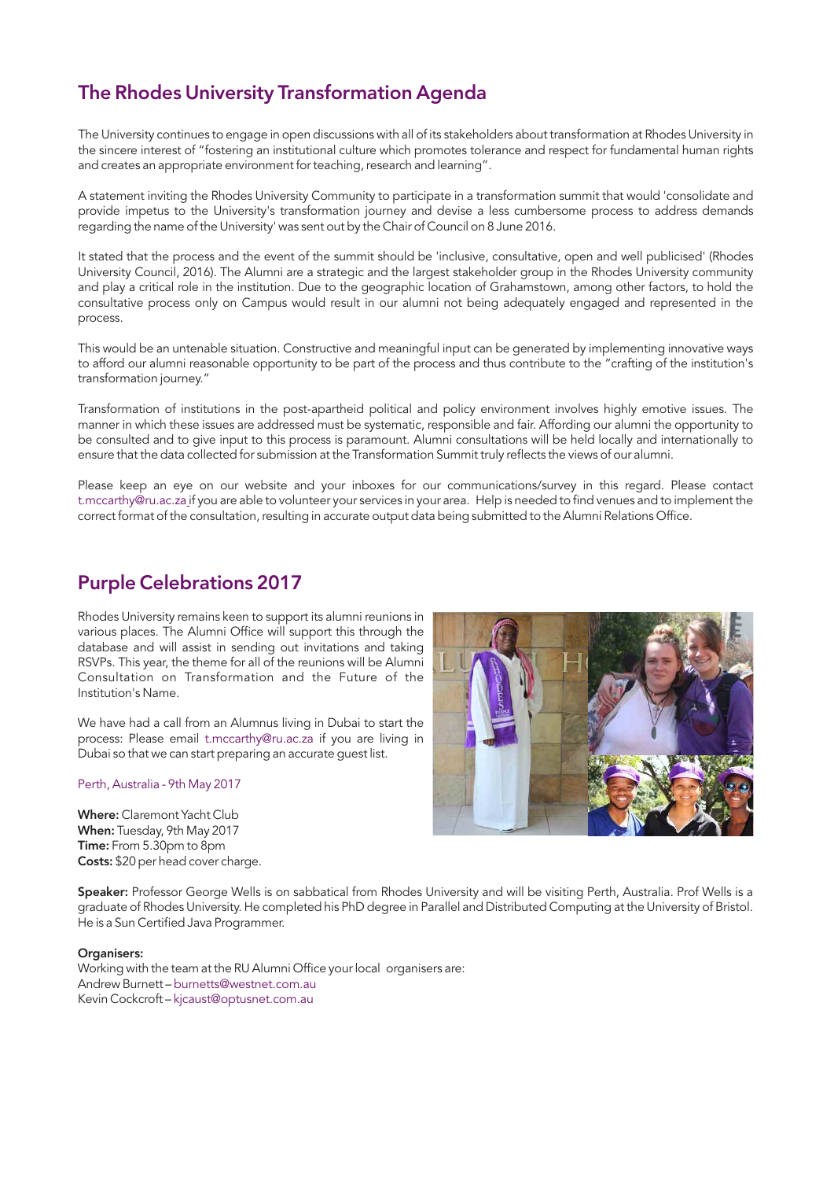## The Rhodes University Transformation Agenda

The University continues to engage in open discussions with all of its stakeholders about transformation at Rhodes University in the sincere interest of "fostering an institutional culture which promotes tolerance and respect for fundamental human rights and creates an appropriate environment for teaching, research and learning".

A statement inviting the Rhodes University Community to participate in a transformation summit that would 'consolidate and provide impetus to the University's transformation journey and devise a less cumbersome process to address demands regarding the name of the University' was sent out by the Chair of Council on 8 June 2016.

It stated that the process and the event of the summit should be 'inclusive, consultative, open and well publicised' (Rhodes University Council, 2016). The Alumni are a strategic and the largest stakeholder group in the Rhodes University community and play a critical role in the institution. Due to the geographic location of Grahamstown, among other factors, to hold the consultative process only on Campus would result in our alumni not being adequately engaged and represented in the process.

This would be an untenable situation. Constructive and meaningful input can be generated by implementing innovative ways to afford our alumni reasonable opportunity to be part of the process and thus contribute to the "crafting of the institution's transformation journey."

Transformation of institutions in the post-apartheid political and policy environment involves highly emotive issues. The manner in which these issues are addressed must be systematic, responsible and fair. Affording our alumni the opportunity to be consulted and to give input to this process is paramount. Alumni consultations will be held locally and internationally to ensure that the data collected for submission at the Transformation Summit truly reflects the views of our alumni.

Please keep an eye on our website and your inboxes for our communications/survey in this regard. Please contact t.mccarthy@ru.ac.za if you are able to volunteer your services in your area. Help is needed to find venues and to implement the correct format of the consultation, resulting in accurate output data being submitted to the Alumni Relations Office.

## Purple Celebrations 2017

Rhodes University remains keen to support its alumni reunions in various places. The Alumni Office will support this through the database and will assist in sending out invitations and taking RSVPs. This year, the theme for all of the reunions will be Alumni Consultation on Transformation and the Future of the Institution's Name.

We have had a call from an Alumnus living in Dubai to start the process: Please email t.mccarthy@ru.ac.za if you are living in Dubai so that we can start preparing an accurate guest list.

Perth, Australia - 9th May 2017

**Where:** Claremont Yacht Club
**When:** Tuesday, 9th May 2017
**Time:** From 5.30pm to 8pm
**Costs:** $20 per head cover charge.

**Speaker:** Professor George Wells is on sabbatical from Rhodes University and will be visiting Perth, Australia. Prof Wells is a graduate of Rhodes University. He completed his PhD degree in Parallel and Distributed Computing at the University of Bristol. He is a Sun Certified Java Programmer.

**Organisers:**
Working with the team at the RU Alumni Office your local organisers are:
Andrew Burnett – burnetts@westnet.com.au
Kevin Cockcroft – kjcaust@optusnet.com.au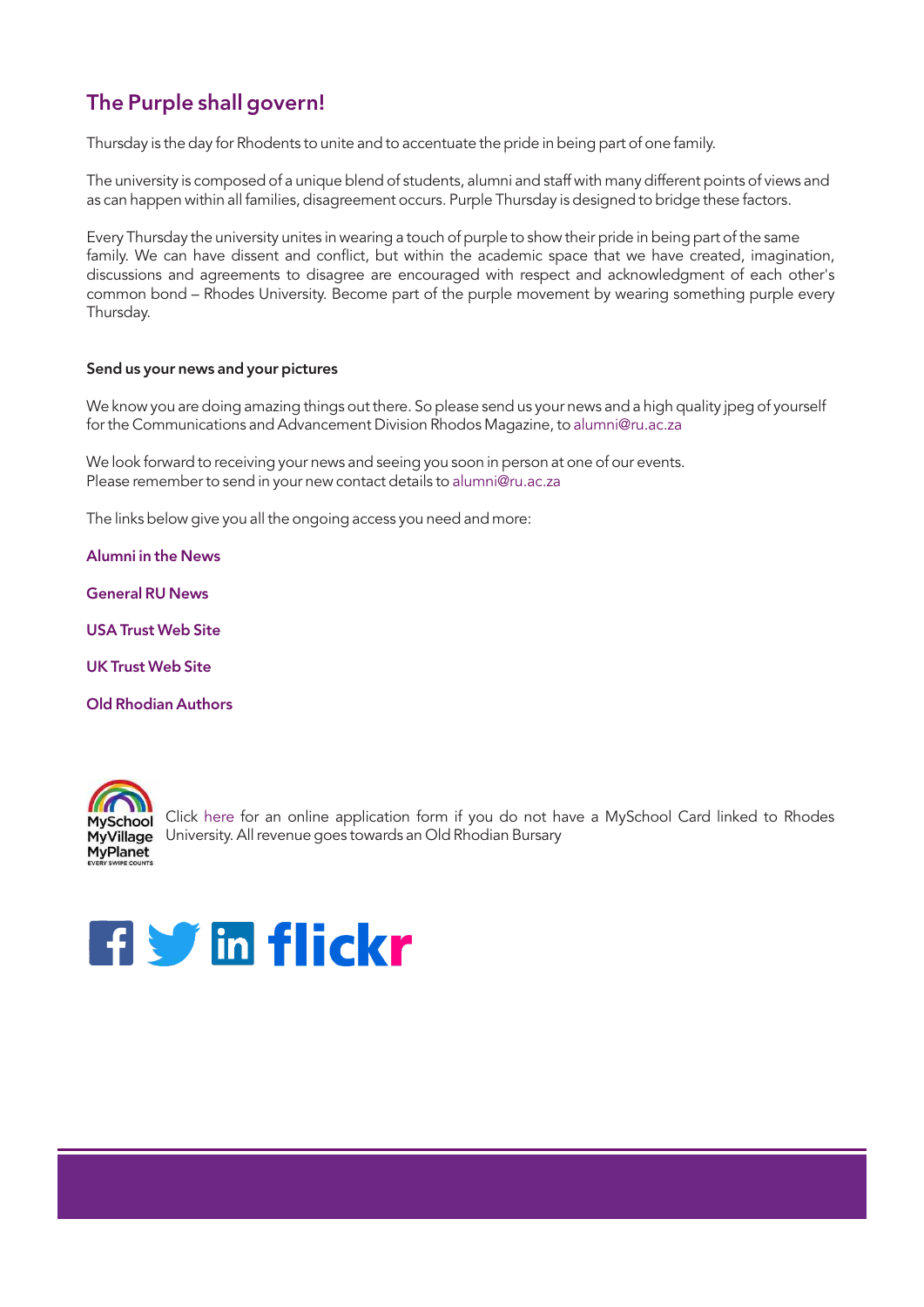## The Purple shall govern!

Thursday is the day for Rhodents to unite and to accentuate the pride in being part of one family.

The university is composed of a unique blend of students, alumni and staff with many different points of views and as can happen within all families, disagreement occurs. Purple Thursday is designed to bridge these factors.

Every Thursday the university unites in wearing a touch of purple to show their pride in being part of the same family. We can have dissent and conflict, but within the academic space that we have created, imagination, discussions and agreements to disagree are encouraged with respect and acknowledgment of each other's common bond – Rhodes University. Become part of the purple movement by wearing something purple every Thursday.

**Send us your news and your pictures**

We know you are doing amazing things out there. So please send us your news and a high quality jpeg of yourself for the Communications and Advancement Division Rhodos Magazine, to alumni@ru.ac.za

We look forward to receiving your news and seeing you soon in person at one of our events.
Please remember to send in your new contact details to alumni@ru.ac.za

The links below give you all the ongoing access you need and more:

**Alumni in the News**

**General RU News**

**USA Trust Web Site**

**UK Trust Web Site**

**Old Rhodian Authors**

MySchool MyVillage MyPlanet EVERY SWIPE COUNTS

Click here for an online application form if you do not have a MySchool Card linked to Rhodes University. All revenue goes towards an Old Rhodian Bursary

flickr